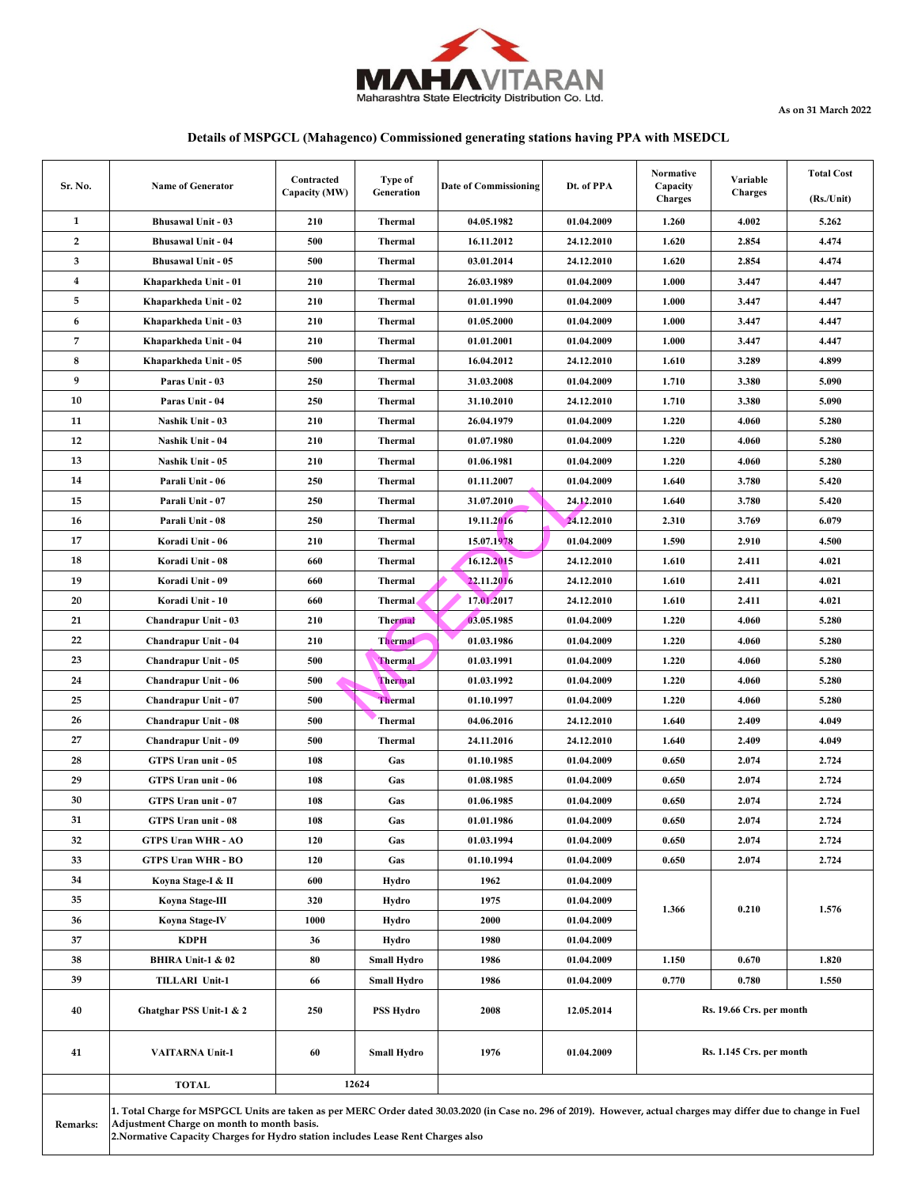MAHAVITARAN
Maharashtra State Electricity Distribution Co. Ltd.

As on 31 March 2022

## Details of MSPGCL (Mahagenco) Commissioned generating stations having PPA with MSEDCL

| Sr. No. | Name of Generator | Contracted Capacity (MW) | Type of Generation | Date of Commissioning | Dt. of PPA | Normative Capacity Charges | Variable Charges | Total Cost (Rs./Unit) |
|---|---|---|---|---|---|---|---|---|
| 1 | Bhusawal Unit - 03 | 210 | Thermal | 04.05.1982 | 01.04.2009 | 1.260 | 4.002 | 5.262 |
| 2 | Bhusawal Unit - 04 | 500 | Thermal | 16.11.2012 | 24.12.2010 | 1.620 | 2.854 | 4.474 |
| 3 | Bhusawal Unit - 05 | 500 | Thermal | 03.01.2014 | 24.12.2010 | 1.620 | 2.854 | 4.474 |
| 4 | Khaparkheda Unit - 01 | 210 | Thermal | 26.03.1989 | 01.04.2009 | 1.000 | 3.447 | 4.447 |
| 5 | Khaparkheda Unit - 02 | 210 | Thermal | 01.01.1990 | 01.04.2009 | 1.000 | 3.447 | 4.447 |
| 6 | Khaparkheda Unit - 03 | 210 | Thermal | 01.05.2000 | 01.04.2009 | 1.000 | 3.447 | 4.447 |
| 7 | Khaparkheda Unit - 04 | 210 | Thermal | 01.01.2001 | 01.04.2009 | 1.000 | 3.447 | 4.447 |
| 8 | Khaparkheda Unit - 05 | 500 | Thermal | 16.04.2012 | 24.12.2010 | 1.610 | 3.289 | 4.899 |
| 9 | Paras Unit - 03 | 250 | Thermal | 31.03.2008 | 01.04.2009 | 1.710 | 3.380 | 5.090 |
| 10 | Paras Unit - 04 | 250 | Thermal | 31.10.2010 | 24.12.2010 | 1.710 | 3.380 | 5.090 |
| 11 | Nashik Unit - 03 | 210 | Thermal | 26.04.1979 | 01.04.2009 | 1.220 | 4.060 | 5.280 |
| 12 | Nashik Unit - 04 | 210 | Thermal | 01.07.1980 | 01.04.2009 | 1.220 | 4.060 | 5.280 |
| 13 | Nashik Unit - 05 | 210 | Thermal | 01.06.1981 | 01.04.2009 | 1.220 | 4.060 | 5.280 |
| 14 | Parali Unit - 06 | 250 | Thermal | 01.11.2007 | 01.04.2009 | 1.640 | 3.780 | 5.420 |
| 15 | Parali Unit - 07 | 250 | Thermal | 31.07.2010 | 24.12.2010 | 1.640 | 3.780 | 5.420 |
| 16 | Parali Unit - 08 | 250 | Thermal | 19.11.2016 | 24.12.2010 | 2.310 | 3.769 | 6.079 |
| 17 | Koradi Unit - 06 | 210 | Thermal | 15.07.1978 | 01.04.2009 | 1.590 | 2.910 | 4.500 |
| 18 | Koradi Unit - 08 | 660 | Thermal | 16.12.2015 | 24.12.2010 | 1.610 | 2.411 | 4.021 |
| 19 | Koradi Unit - 09 | 660 | Thermal | 22.11.2016 | 24.12.2010 | 1.610 | 2.411 | 4.021 |
| 20 | Koradi Unit - 10 | 660 | Thermal | 17.01.2017 | 24.12.2010 | 1.610 | 2.411 | 4.021 |
| 21 | Chandrapur Unit - 03 | 210 | Thermal | 03.05.1985 | 01.04.2009 | 1.220 | 4.060 | 5.280 |
| 22 | Chandrapur Unit - 04 | 210 | Thermal | 01.03.1986 | 01.04.2009 | 1.220 | 4.060 | 5.280 |
| 23 | Chandrapur Unit - 05 | 500 | Thermal | 01.03.1991 | 01.04.2009 | 1.220 | 4.060 | 5.280 |
| 24 | Chandrapur Unit - 06 | 500 | Thermal | 01.03.1992 | 01.04.2009 | 1.220 | 4.060 | 5.280 |
| 25 | Chandrapur Unit - 07 | 500 | Thermal | 01.10.1997 | 01.04.2009 | 1.220 | 4.060 | 5.280 |
| 26 | Chandrapur Unit - 08 | 500 | Thermal | 04.06.2016 | 24.12.2010 | 1.640 | 2.409 | 4.049 |
| 27 | Chandrapur Unit - 09 | 500 | Thermal | 24.11.2016 | 24.12.2010 | 1.640 | 2.409 | 4.049 |
| 28 | GTPS Uran unit - 05 | 108 | Gas | 01.10.1985 | 01.04.2009 | 0.650 | 2.074 | 2.724 |
| 29 | GTPS Uran unit - 06 | 108 | Gas | 01.08.1985 | 01.04.2009 | 0.650 | 2.074 | 2.724 |
| 30 | GTPS Uran unit - 07 | 108 | Gas | 01.06.1985 | 01.04.2009 | 0.650 | 2.074 | 2.724 |
| 31 | GTPS Uran unit - 08 | 108 | Gas | 01.01.1986 | 01.04.2009 | 0.650 | 2.074 | 2.724 |
| 32 | GTPS Uran WHR - AO | 120 | Gas | 01.03.1994 | 01.04.2009 | 0.650 | 2.074 | 2.724 |
| 33 | GTPS Uran WHR - BO | 120 | Gas | 01.10.1994 | 01.04.2009 | 0.650 | 2.074 | 2.724 |
| 34 | Koyna Stage-I & II | 600 | Hydro | 1962 | 01.04.2009 | 1.366 | 0.210 | 1.576 |
| 35 | Koyna Stage-III | 320 | Hydro | 1975 | 01.04.2009 | | | |
| 36 | Koyna Stage-IV | 1000 | Hydro | 2000 | 01.04.2009 | | | |
| 37 | KDPH | 36 | Hydro | 1980 | 01.04.2009 | | | |
| 38 | BHIRA Unit-1 & 02 | 80 | Small Hydro | 1986 | 01.04.2009 | 1.150 | 0.670 | 1.820 |
| 39 | TILLARI Unit-1 | 66 | Small Hydro | 1986 | 01.04.2009 | 0.770 | 0.780 | 1.550 |
| 40 | Ghatghar PSS Unit-1 & 2 | 250 | PSS Hydro | 2008 | 12.05.2014 | Rs. 19.66 Crs. per month | | |
| 41 | VAITARNA Unit-1 | 60 | Small Hydro | 1976 | 01.04.2009 | Rs. 1.145 Crs. per month | | |
| | TOTAL | 12624 | | | | | | |

**Remarks:**

1. Total Charge for MSPGCL Units are taken as per MERC Order dated 30.03.2020 (in Case no. 296 of 2019). However, actual charges may differ due to change in Fuel Adjustment Charge on month to month basis.
2. Normative Capacity Charges for Hydro station includes Lease Rent Charges also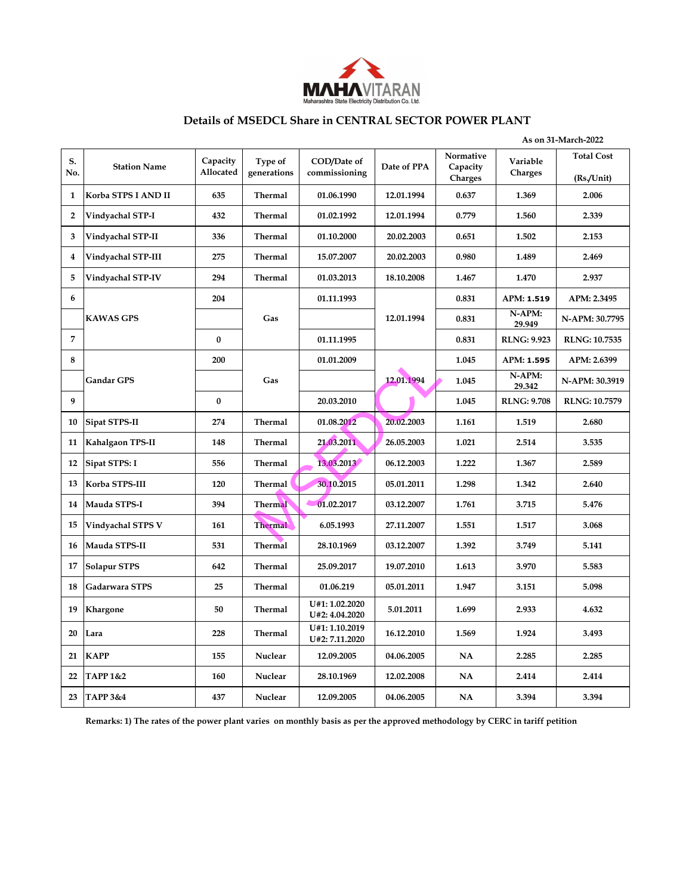MAHAVITARAN
Maharashtra State Electricity Distribution Co. Ltd.

## Details of MSEDCL Share in CENTRAL SECTOR POWER PLANT

As on 31-March-2022

| S. No. | Station Name | Capacity Allocated | Type of generations | COD/Date of commissioning | Date of PPA | Normative Capacity Charges | Variable Charges | Total Cost (Rs./Unit) |
|---|---|---|---|---|---|---|---|---|
| 1 | Korba STPS I AND II | 635 | Thermal | 01.06.1990 | 12.01.1994 | 0.637 | 1.369 | 2.006 |
| 2 | Vindyachal STP-I | 432 | Thermal | 01.02.1992 | 12.01.1994 | 0.779 | 1.560 | 2.339 |
| 3 | Vindyachal STP-II | 336 | Thermal | 01.10.2000 | 20.02.2003 | 0.651 | 1.502 | 2.153 |
| 4 | Vindyachal STP-III | 275 | Thermal | 15.07.2007 | 20.02.2003 | 0.980 | 1.489 | 2.469 |
| 5 | Vindyachal STP-IV | 294 | Thermal | 01.03.2013 | 18.10.2008 | 1.467 | 1.470 | 2.937 |
| 6 | KAWAS GPS | 204 | Gas | 01.11.1993 | 12.01.1994 | 0.831 | APM: 1.519 | APM: 2.3495 |
| | | | | | | 0.831 | N-APM: 29.949 | N-APM: 30.7795 |
| 7 | | 0 | | 01.11.1995 | | 0.831 | RLNG: 9.923 | RLNG: 10.7535 |
| 8 | Gandar GPS | 200 | Gas | 01.01.2009 | 12.01.1994 | 1.045 | APM: 1.595 | APM: 2.6399 |
| | | | | | | 1.045 | N-APM: 29.342 | N-APM: 30.3919 |
| 9 | | 0 | | 20.03.2010 | | 1.045 | RLNG: 9.708 | RLNG: 10.7579 |
| 10 | Sipat STPS-II | 274 | Thermal | 01.08.2012 | 20.02.2003 | 1.161 | 1.519 | 2.680 |
| 11 | Kahalgaon TPS-II | 148 | Thermal | 21.03.2011 | 26.05.2003 | 1.021 | 2.514 | 3.535 |
| 12 | Sipat STPS: I | 556 | Thermal | 13.03.2013 | 06.12.2003 | 1.222 | 1.367 | 2.589 |
| 13 | Korba STPS-III | 120 | Thermal | 30.10.2015 | 05.01.2011 | 1.298 | 1.342 | 2.640 |
| 14 | Mauda STPS-I | 394 | Thermal | 01.02.2017 | 03.12.2007 | 1.761 | 3.715 | 5.476 |
| 15 | Vindyachal STPS V | 161 | Thermal | 6.05.1993 | 27.11.2007 | 1.551 | 1.517 | 3.068 |
| 16 | Mauda STPS-II | 531 | Thermal | 28.10.1969 | 03.12.2007 | 1.392 | 3.749 | 5.141 |
| 17 | Solapur STPS | 642 | Thermal | 25.09.2017 | 19.07.2010 | 1.613 | 3.970 | 5.583 |
| 18 | Gadarwara STPS | 25 | Thermal | 01.06.219 | 05.01.2011 | 1.947 | 3.151 | 5.098 |
| 19 | Khargone | 50 | Thermal | U#1: 1.02.2020 U#2: 4.04.2020 | 5.01.2011 | 1.699 | 2.933 | 4.632 |
| 20 | Lara | 228 | Thermal | U#1: 1.10.2019 U#2: 7.11.2020 | 16.12.2010 | 1.569 | 1.924 | 3.493 |
| 21 | KAPP | 155 | Nuclear | 12.09.2005 | 04.06.2005 | NA | 2.285 | 2.285 |
| 22 | TAPP 1&2 | 160 | Nuclear | 28.10.1969 | 12.02.2008 | NA | 2.414 | 2.414 |
| 23 | TAPP 3&4 | 437 | Nuclear | 12.09.2005 | 04.06.2005 | NA | 3.394 | 3.394 |

**Remarks: 1) The rates of the power plant varies on monthly basis as per the approved methodology by CERC in tariff petition**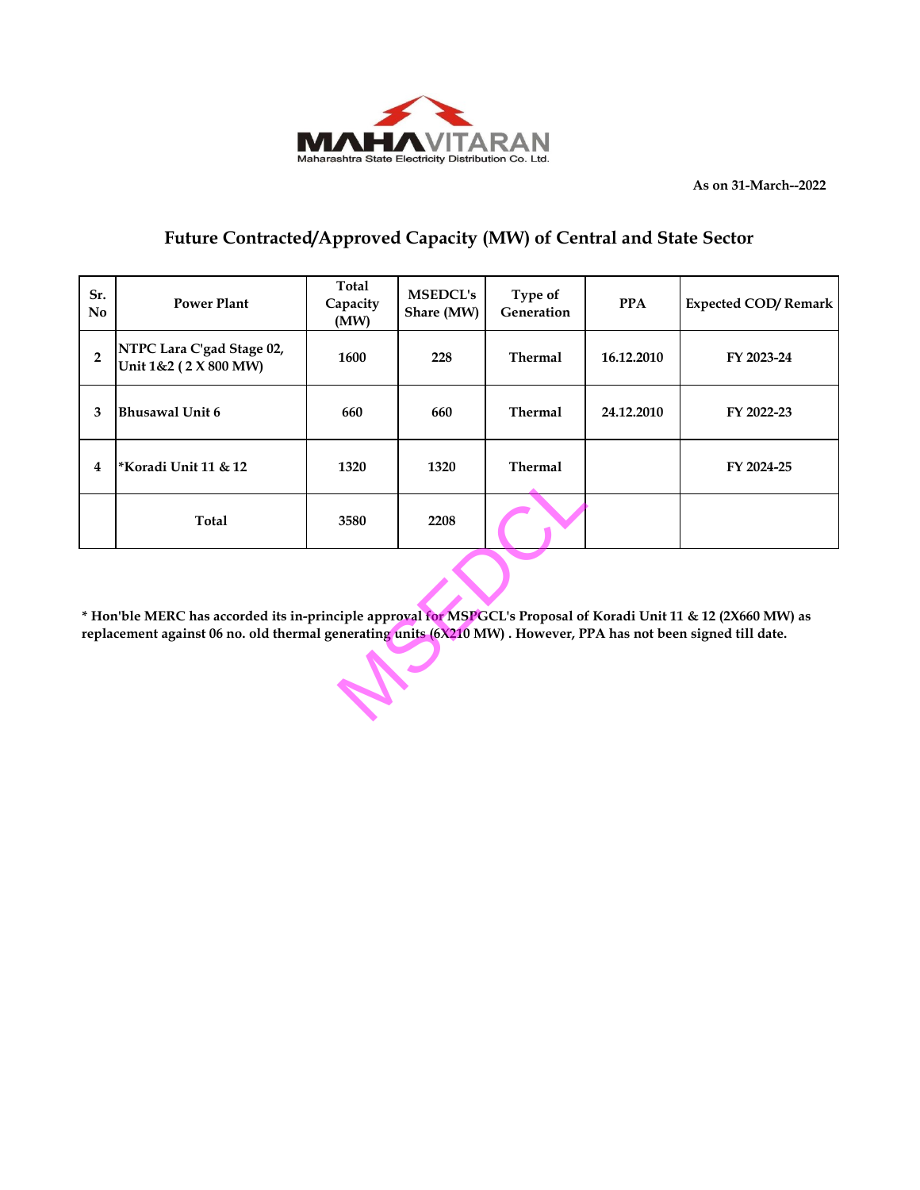MAHAVITARAN
Maharashtra State Electricity Distribution Co. Ltd.

As on 31-March--2022

## Future Contracted/Approved Capacity (MW) of Central and State Sector

| Sr. No | Power Plant | Total Capacity (MW) | MSEDCL's Share (MW) | Type of Generation | PPA | Expected COD/ Remark |
|---|---|---|---|---|---|---|
| 2 | NTPC Lara C'gad Stage 02, Unit 1&2 ( 2 X 800 MW) | 1600 | 228 | Thermal | 16.12.2010 | FY 2023-24 |
| 3 | Bhusawal Unit 6 | 660 | 660 | Thermal | 24.12.2010 | FY 2022-23 |
| 4 | *Koradi Unit 11 & 12 | 1320 | 1320 | Thermal | | FY 2024-25 |
| | Total | 3580 | 2208 | | | |

**\* Hon'ble MERC has accorded its in-principle approval for MSPGCL's Proposal of Koradi Unit 11 & 12 (2X660 MW) as replacement against 06 no. old thermal generating units (6X210 MW) . However, PPA has not been signed till date.**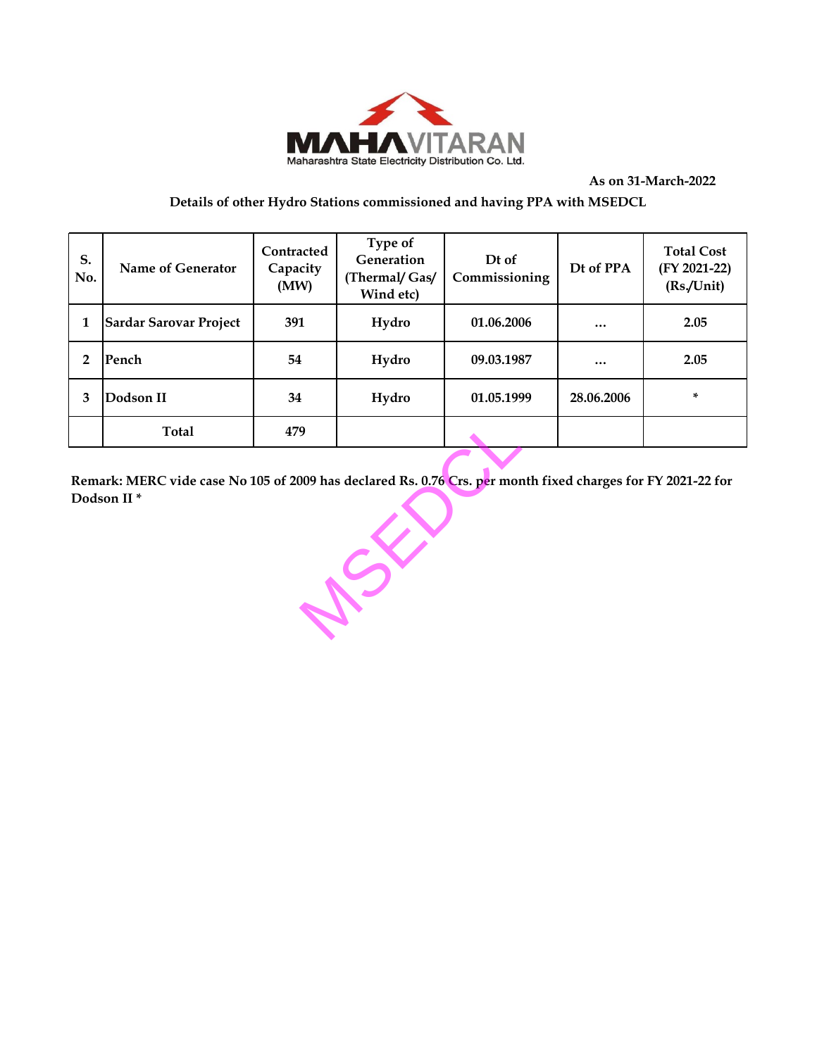MAHAVITARAN

Maharashtra State Electricity Distribution Co. Ltd.

As on 31-March-2022

**Details of other Hydro Stations commissioned and having PPA with MSEDCL**

| S. No. | Name of Generator | Contracted Capacity (MW) | Type of Generation (Thermal/ Gas/ Wind etc) | Dt of Commissioning | Dt of PPA | Total Cost (FY 2021-22) (Rs./Unit) |
|---|---|---|---|---|---|---|
| 1 | Sardar Sarovar Project | 391 | Hydro | 01.06.2006 | ... | 2.05 |
| 2 | Pench | 54 | Hydro | 09.03.1987 | ... | 2.05 |
| 3 | Dodson II | 34 | Hydro | 01.05.1999 | 28.06.2006 | * |
| | Total | 479 | | | | |

**Remark: MERC vide case No 105 of 2009 has declared Rs. 0.76 Crs. per month fixed charges for FY 2021-22 for Dodson II ***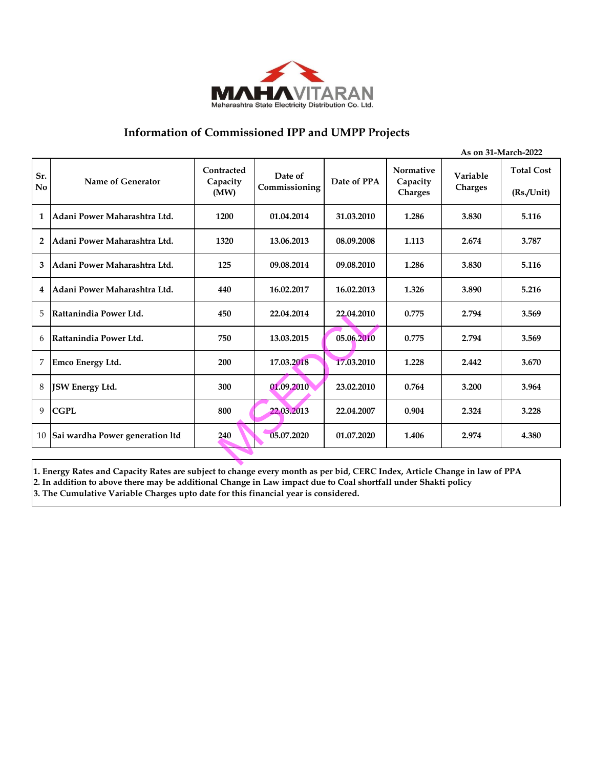MAHAVITARAN
Maharashtra State Electricity Distribution Co. Ltd.

# Information of Commissioned IPP and UMPP Projects

As on 31-March-2022

| Sr. No | Name of Generator | Contracted Capacity (MW) | Date of Commissioning | Date of PPA | Normative Capacity Charges | Variable Charges | Total Cost (Rs./Unit) |
|---|---|---|---|---|---|---|---|
| 1 | Adani Power Maharashtra Ltd. | 1200 | 01.04.2014 | 31.03.2010 | 1.286 | 3.830 | 5.116 |
| 2 | Adani Power Maharashtra Ltd. | 1320 | 13.06.2013 | 08.09.2008 | 1.113 | 2.674 | 3.787 |
| 3 | Adani Power Maharashtra Ltd. | 125 | 09.08.2014 | 09.08.2010 | 1.286 | 3.830 | 5.116 |
| 4 | Adani Power Maharashtra Ltd. | 440 | 16.02.2017 | 16.02.2013 | 1.326 | 3.890 | 5.216 |
| 5 | Rattanindia Power Ltd. | 450 | 22.04.2014 | 22.04.2010 | 0.775 | 2.794 | 3.569 |
| 6 | Rattanindia Power Ltd. | 750 | 13.03.2015 | 05.06.2010 | 0.775 | 2.794 | 3.569 |
| 7 | Emco Energy Ltd. | 200 | 17.03.2018 | 17.03.2010 | 1.228 | 2.442 | 3.670 |
| 8 | JSW Energy Ltd. | 300 | 01.09.2010 | 23.02.2010 | 0.764 | 3.200 | 3.964 |
| 9 | CGPL | 800 | 22.03.2013 | 22.04.2007 | 0.904 | 2.324 | 3.228 |
| 10 | Sai wardha Power generation ltd | 240 | 05.07.2020 | 01.07.2020 | 1.406 | 2.974 | 4.380 |

**1. Energy Rates and Capacity Rates are subject to change every month as per bid, CERC Index, Article Change in law of PPA**
**2. In addition to above there may be additional Change in Law impact due to Coal shortfall under Shakti policy**
**3. The Cumulative Variable Charges upto date for this financial year is considered.**